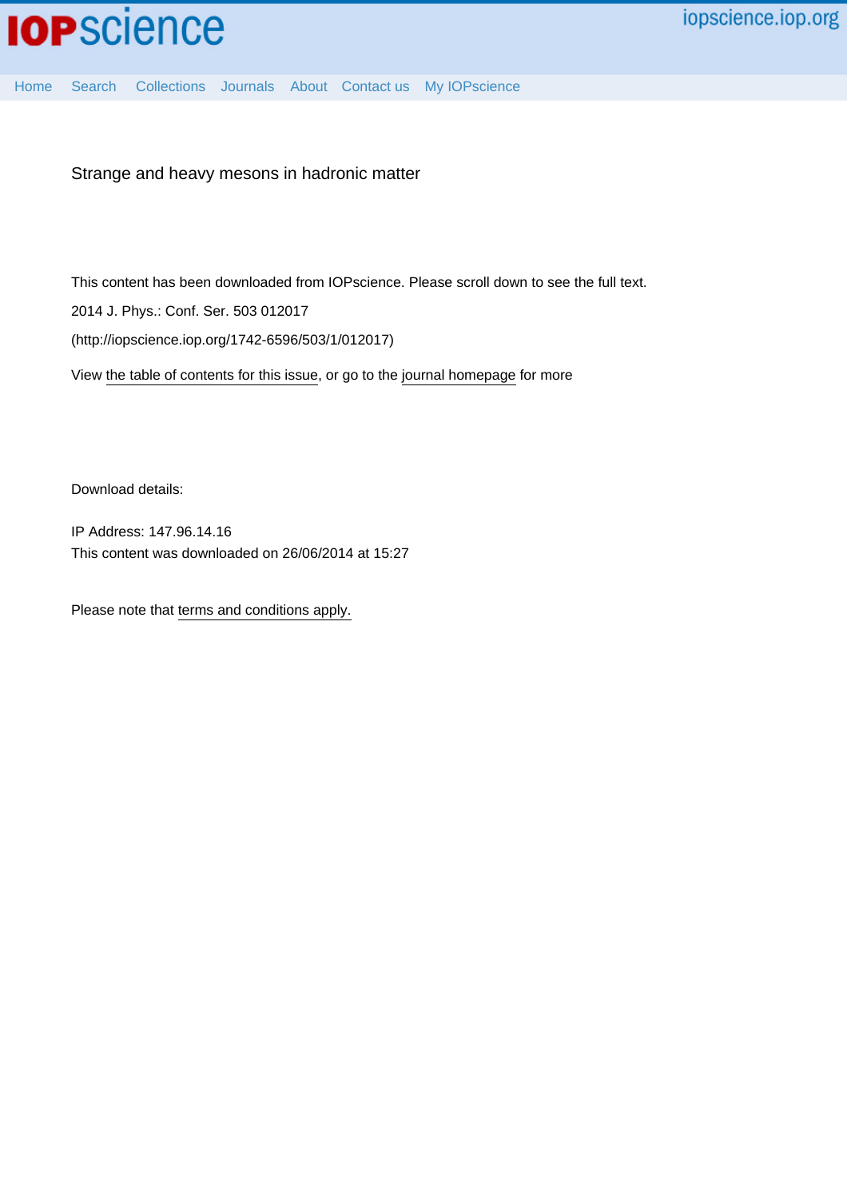Strange and heavy mesons in hadronic matter

This content has been downloaded from IOPscience. Please scroll down to see the full text.

2014 J. Phys.: Conf. Ser. 503 012017

(http://iopscience.iop.org/1742-6596/503/1/012017)

View the table of contents for this issue, or go to the journal homepage for more

Download details:

IP Address: 147.96.14.16

This content was downloaded on 26/06/2014 at 15:27

Please note that terms and conditions apply.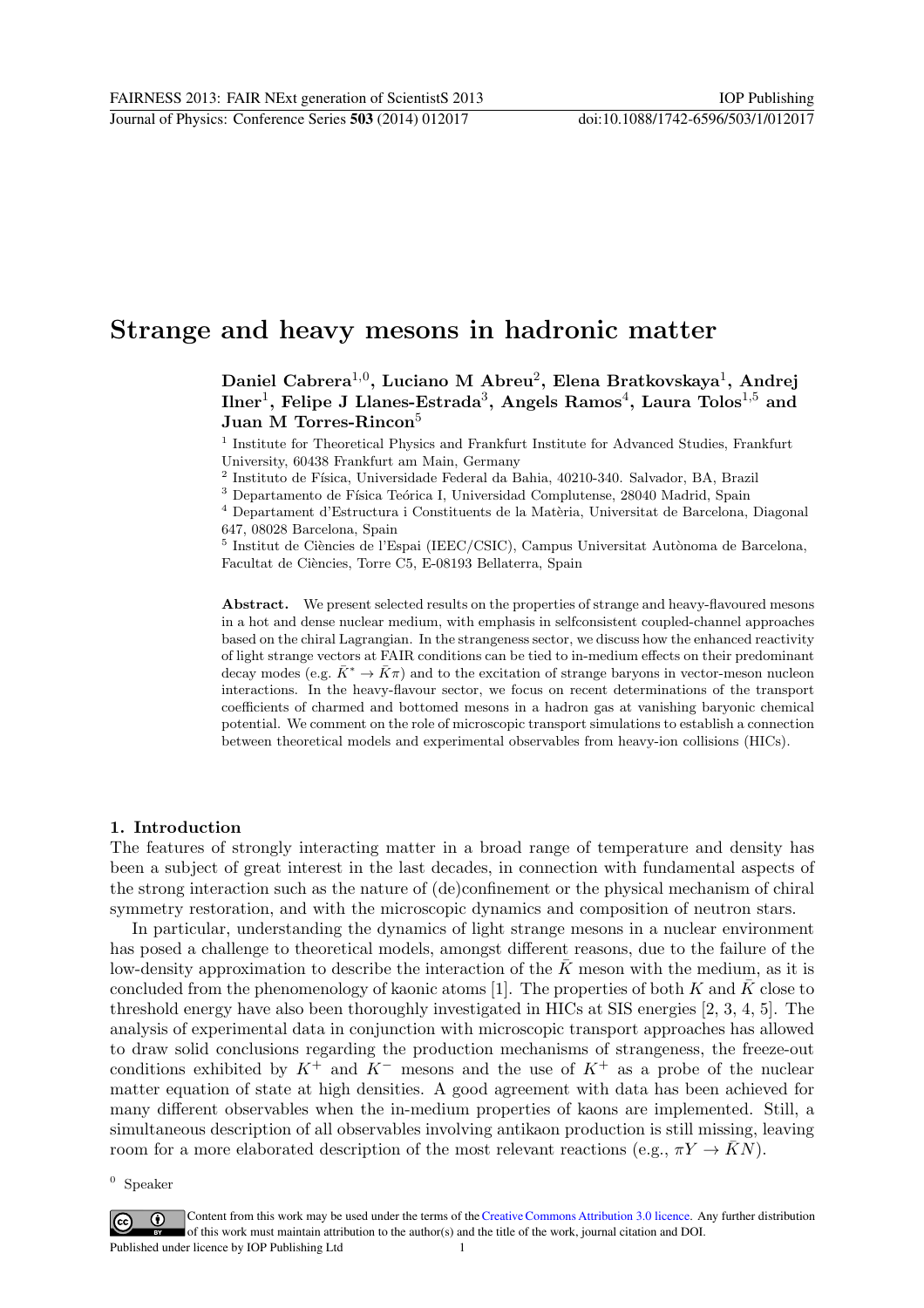# Strange and heavy mesons in hadronic matter

**Daniel Cabrera**[1,0], **Luciano M Abreu**[2], **Elena Bratkovskaya**[1], **Andrej Ilner**[1], **Felipe J Llanes-Estrada**[3], **Angels Ramos**[4], **Laura Tolos**[1,5] **and Juan M Torres-Rincon**[5]

[1] Institute for Theoretical Physics and Frankfurt Institute for Advanced Studies, Frankfurt University, 60438 Frankfurt am Main, Germany

[2] Instituto de Física, Universidade Federal da Bahia, 40210-340. Salvador, BA, Brazil

[3] Departamento de Física Teórica I, Universidad Complutense, 28040 Madrid, Spain

[4] Departament d'Estructura i Constituents de la Matèria, Universitat de Barcelona, Diagonal 647, 08028 Barcelona, Spain

[5] Institut de Ciències de l'Espai (IEEC/CSIC), Campus Universitat Autònoma de Barcelona, Facultat de Ciències, Torre C5, E-08193 Bellaterra, Spain

**Abstract.** We present selected results on the properties of strange and heavy-flavoured mesons in a hot and dense nuclear medium, with emphasis in selfconsistent coupled-channel approaches based on the chiral Lagrangian. In the strangeness sector, we discuss how the enhanced reactivity of light strange vectors at FAIR conditions can be tied to in-medium effects on their predominant decay modes (e.g. $\bar{K}^* \to \bar{K}\pi$) and to the excitation of strange baryons in vector-meson nucleon interactions. In the heavy-flavour sector, we focus on recent determinations of the transport coefficients of charmed and bottomed mesons in a hadron gas at vanishing baryonic chemical potential. We comment on the role of microscopic transport simulations to establish a connection between theoretical models and experimental observables from heavy-ion collisions (HICs).

## 1. Introduction

The features of strongly interacting matter in a broad range of temperature and density has been a subject of great interest in the last decades, in connection with fundamental aspects of the strong interaction such as the nature of (de)confinement or the physical mechanism of chiral symmetry restoration, and with the microscopic dynamics and composition of neutron stars.

In particular, understanding the dynamics of light strange mesons in a nuclear environment has posed a challenge to theoretical models, amongst different reasons, due to the failure of the low-density approximation to describe the interaction of the $\bar{K}$ meson with the medium, as it is concluded from the phenomenology of kaonic atoms [1]. The properties of both $K$ and $\bar{K}$ close to threshold energy have also been thoroughly investigated in HICs at SIS energies [2, 3, 4, 5]. The analysis of experimental data in conjunction with microscopic transport approaches has allowed to draw solid conclusions regarding the production mechanisms of strangeness, the freeze-out conditions exhibited by $K^+$ and $K^-$ mesons and the use of $K^+$ as a probe of the nuclear matter equation of state at high densities. A good agreement with data has been achieved for many different observables when the in-medium properties of kaons are implemented. Still, a simultaneous description of all observables involving antikaon production is still missing, leaving room for a more elaborated description of the most relevant reactions (e.g., $\pi Y \to \bar{K}N$).

[0] Speaker

Content from this work may be used under the terms of the Creative Commons Attribution 3.0 licence. Any further distribution of this work must maintain attribution to the author(s) and the title of the work, journal citation and DOI.
Published under licence by IOP Publishing Ltd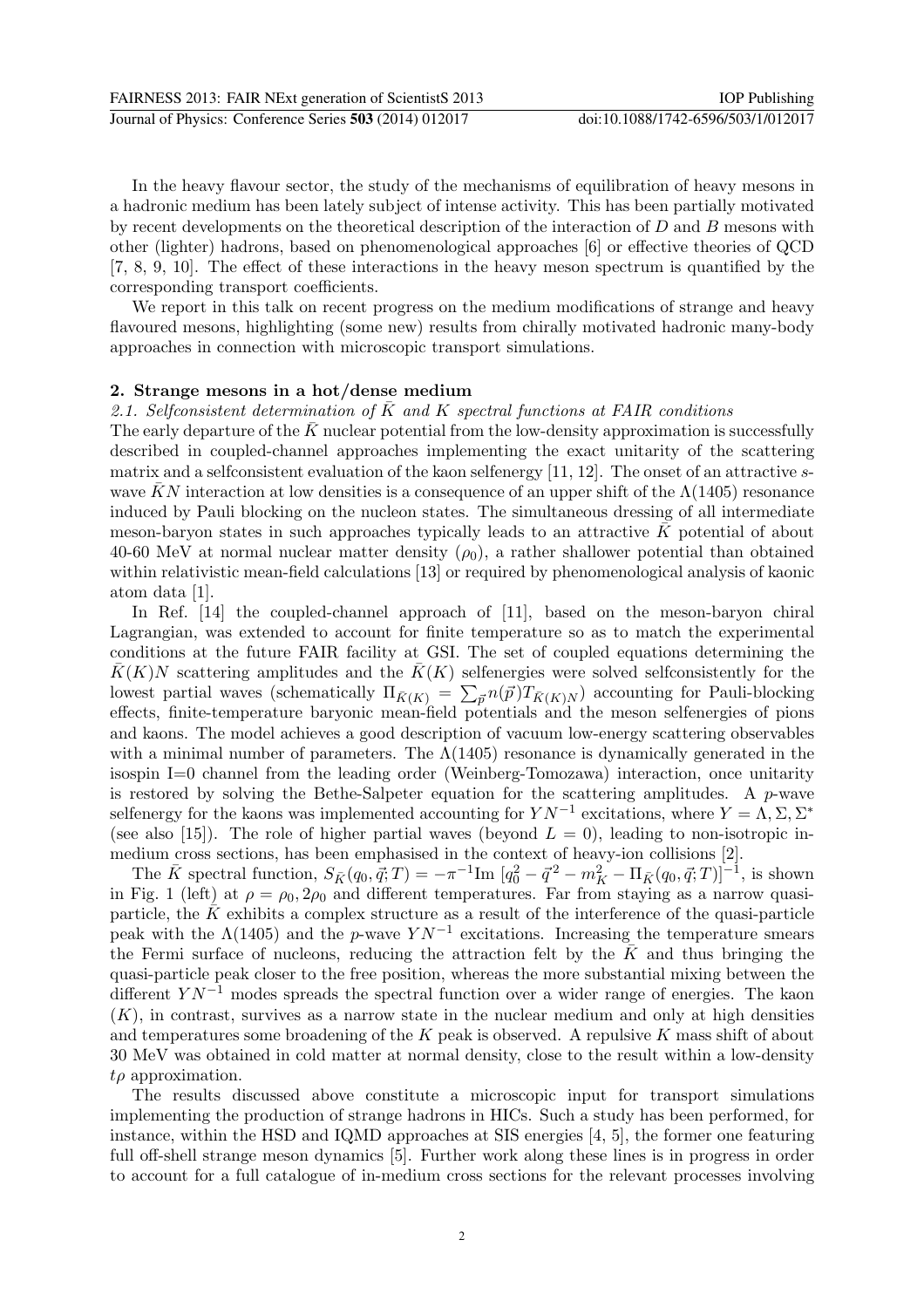In the heavy flavour sector, the study of the mechanisms of equilibration of heavy mesons in a hadronic medium has been lately subject of intense activity. This has been partially motivated by recent developments on the theoretical description of the interaction of $D$ and $B$ mesons with other (lighter) hadrons, based on phenomenological approaches [6] or effective theories of QCD [7, 8, 9, 10]. The effect of these interactions in the heavy meson spectrum is quantified by the corresponding transport coefficients.

We report in this talk on recent progress on the medium modifications of strange and heavy flavoured mesons, highlighting (some new) results from chirally motivated hadronic many-body approaches in connection with microscopic transport simulations.

## 2. Strange mesons in a hot/dense medium

### 2.1. Selfconsistent determination of $\bar{K}$ and $K$ spectral functions at FAIR conditions

The early departure of the $\bar{K}$ nuclear potential from the low-density approximation is successfully described in coupled-channel approaches implementing the exact unitarity of the scattering matrix and a selfconsistent evaluation of the kaon selfenergy [11, 12]. The onset of an attractive $s$-wave $\bar{K}N$ interaction at low densities is a consequence of an upper shift of the $\Lambda(1405)$ resonance induced by Pauli blocking on the nucleon states. The simultaneous dressing of all intermediate meson-baryon states in such approaches typically leads to an attractive $\bar{K}$ potential of about 40-60 MeV at normal nuclear matter density ($\rho_0$), a rather shallower potential than obtained within relativistic mean-field calculations [13] or required by phenomenological analysis of kaonic atom data [1].

In Ref. [14] the coupled-channel approach of [11], based on the meson-baryon chiral Lagrangian, was extended to account for finite temperature so as to match the experimental conditions at the future FAIR facility at GSI. The set of coupled equations determining the $\bar{K}(K)N$ scattering amplitudes and the $\bar{K}(K)$ selfenergies were solved selfconsistently for the lowest partial waves (schematically $\Pi_{\bar{K}(K)} = \sum_{\vec{p}} n(\vec{p}) T_{\bar{K}(K)N}$) accounting for Pauli-blocking effects, finite-temperature baryonic mean-field potentials and the meson selfenergies of pions and kaons. The model achieves a good description of vacuum low-energy scattering observables with a minimal number of parameters. The $\Lambda(1405)$ resonance is dynamically generated in the isospin I=0 channel from the leading order (Weinberg-Tomozawa) interaction, once unitarity is restored by solving the Bethe-Salpeter equation for the scattering amplitudes. A $p$-wave selfenergy for the kaons was implemented accounting for $YN^{-1}$ excitations, where $Y = \Lambda, \Sigma, \Sigma^*$ (see also [15]). The role of higher partial waves (beyond $L = 0$), leading to non-isotropic in-medium cross sections, has been emphasised in the context of heavy-ion collisions [2].

The $\bar{K}$ spectral function, $S_{\bar{K}}(q_0, \vec{q}; T) = -\pi^{-1} \mathrm{Im}\, [q_0^2 - \vec{q}^{\,2} - m_{\bar{K}}^2 - \Pi_{\bar{K}}(q_0, \vec{q}; T)]^{-1}$, is shown in Fig. 1 (left) at $\rho = \rho_0, 2\rho_0$ and different temperatures. Far from staying as a narrow quasi-particle, the $\bar{K}$ exhibits a complex structure as a result of the interference of the quasi-particle peak with the $\Lambda(1405)$ and the $p$-wave $YN^{-1}$ excitations. Increasing the temperature smears the Fermi surface of nucleons, reducing the attraction felt by the $\bar{K}$ and thus bringing the quasi-particle peak closer to the free position, whereas the more substantial mixing between the different $YN^{-1}$ modes spreads the spectral function over a wider range of energies. The kaon ($K$), in contrast, survives as a narrow state in the nuclear medium and only at high densities and temperatures some broadening of the $K$ peak is observed. A repulsive $K$ mass shift of about 30 MeV was obtained in cold matter at normal density, close to the result within a low-density $t\rho$ approximation.

The results discussed above constitute a microscopic input for transport simulations implementing the production of strange hadrons in HICs. Such a study has been performed, for instance, within the HSD and IQMD approaches at SIS energies [4, 5], the former one featuring full off-shell strange meson dynamics [5]. Further work along these lines is in progress in order to account for a full catalogue of in-medium cross sections for the relevant processes involving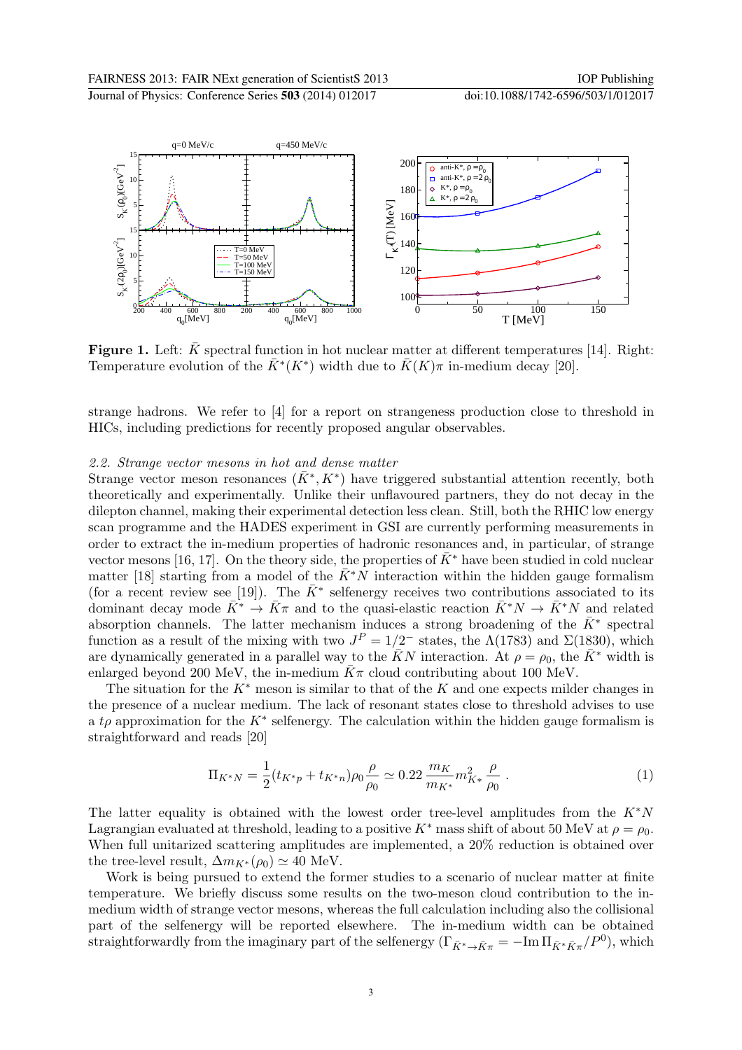**Figure 1.** Left: $\bar{K}$ spectral function in hot nuclear matter at different temperatures [14]. Right: Temperature evolution of the $\bar{K}^*(K^*)$ width due to $\bar{K}(K)\pi$ in-medium decay [20].

strange hadrons. We refer to [4] for a report on strangeness production close to threshold in HICs, including predictions for recently proposed angular observables.

### *2.2. Strange vector mesons in hot and dense matter*

Strange vector meson resonances ($\bar{K}^*, K^*$) have triggered substantial attention recently, both theoretically and experimentally. Unlike their unflavoured partners, they do not decay in the dilepton channel, making their experimental detection less clean. Still, both the RHIC low energy scan programme and the HADES experiment in GSI are currently performing measurements in order to extract the in-medium properties of hadronic resonances and, in particular, of strange vector mesons [16, 17]. On the theory side, the properties of $\bar{K}^*$ have been studied in cold nuclear matter [18] starting from a model of the $\bar{K}^*N$ interaction within the hidden gauge formalism (for a recent review see [19]). The $\bar{K}^*$ selfenergy receives two contributions associated to its dominant decay mode $\bar{K}^* \to \bar{K}\pi$ and to the quasi-elastic reaction $\bar{K}^*N \to \bar{K}^*N$ and related absorption channels. The latter mechanism induces a strong broadening of the $\bar{K}^*$ spectral function as a result of the mixing with two $J^P = 1/2^-$ states, the $\Lambda(1783)$ and $\Sigma(1830)$, which are dynamically generated in a parallel way to the $\bar{K}N$ interaction. At $\rho = \rho_0$, the $\bar{K}^*$ width is enlarged beyond 200 MeV, the in-medium $\bar{K}\pi$ cloud contributing about 100 MeV.

The situation for the $K^*$ meson is similar to that of the $K$ and one expects milder changes in the presence of a nuclear medium. The lack of resonant states close to threshold advises to use a $t\rho$ approximation for the $K^*$ selfenergy. The calculation within the hidden gauge formalism is straightforward and reads [20]

$$\Pi_{K^*N} = \frac{1}{2}(t_{K^*p} + t_{K^*n})\rho_0 \frac{\rho}{\rho_0} \simeq 0.22\, \frac{m_K}{m_{K^*}} m_{K^*}^2 \frac{\rho}{\rho_0} \ . \tag{1}$$

The latter equality is obtained with the lowest order tree-level amplitudes from the $K^*N$ Lagrangian evaluated at threshold, leading to a positive $K^*$ mass shift of about 50 MeV at $\rho = \rho_0$. When full unitarized scattering amplitudes are implemented, a 20% reduction is obtained over the tree-level result, $\Delta m_{K^*}(\rho_0) \simeq 40$ MeV.

Work is being pursued to extend the former studies to a scenario of nuclear matter at finite temperature. We briefly discuss some results on the two-meson cloud contribution to the in-medium width of strange vector mesons, whereas the full calculation including also the collisional part of the selfenergy will be reported elsewhere. The in-medium width can be obtained straightforwardly from the imaginary part of the selfenergy ($\Gamma_{\bar{K}^* \to \bar{K}\pi} = -\mathrm{Im}\, \Pi_{\bar{K}^*\bar{K}\pi}/P^0$), which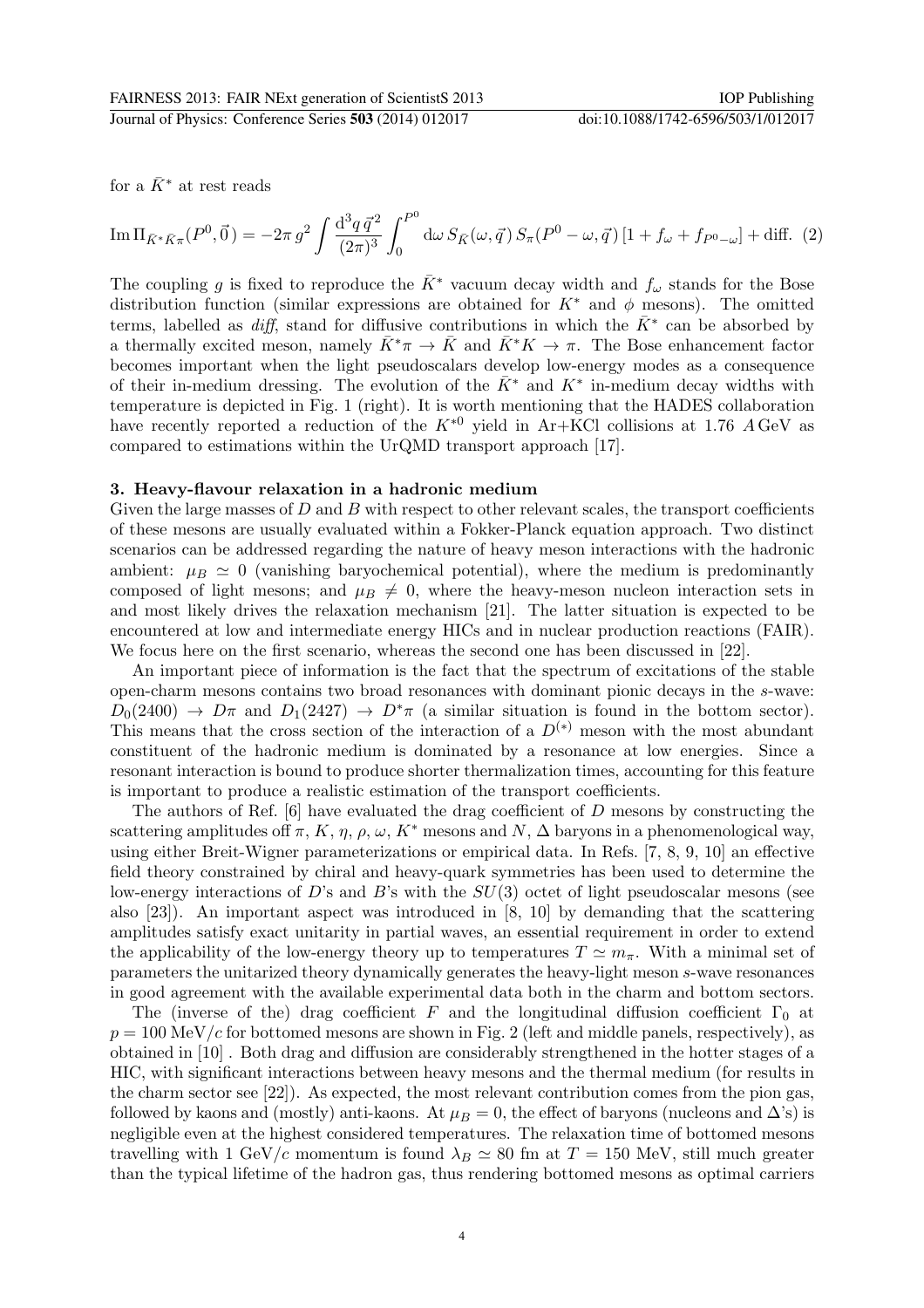for a $\bar{K}^*$ at rest reads

$$\mathrm{Im}\,\Pi_{\bar{K}^*\bar{K}\pi}(P^0,\vec{0}\,) = -2\pi\, g^2 \int \frac{\mathrm{d}^3 q\, \vec{q}^{\,2}}{(2\pi)^3} \int_0^{P^0} \mathrm{d}\omega\, S_{\bar{K}}(\omega,\vec{q}\,)\, S_\pi(P^0-\omega,\vec{q}\,)\, [1+f_\omega+f_{P^0-\omega}] + \mathrm{diff.} \quad (2)$$

The coupling $g$ is fixed to reproduce the $\bar{K}^*$ vacuum decay width and $f_\omega$ stands for the Bose distribution function (similar expressions are obtained for $K^*$ and $\phi$ mesons). The omitted terms, labelled as *diff*, stand for diffusive contributions in which the $\bar{K}^*$ can be absorbed by a thermally excited meson, namely $\bar{K}^*\pi \to \bar{K}$ and $\bar{K}^*K \to \pi$. The Bose enhancement factor becomes important when the light pseudoscalars develop low-energy modes as a consequence of their in-medium dressing. The evolution of the $\bar{K}^*$ and $K^*$ in-medium decay widths with temperature is depicted in Fig. 1 (right). It is worth mentioning that the HADES collaboration have recently reported a reduction of the $K^{*0}$ yield in Ar+KCl collisions at 1.76 $A$ GeV as compared to estimations within the UrQMD transport approach [17].

## 3. Heavy-flavour relaxation in a hadronic medium

Given the large masses of $D$ and $B$ with respect to other relevant scales, the transport coefficients of these mesons are usually evaluated within a Fokker-Planck equation approach. Two distinct scenarios can be addressed regarding the nature of heavy meson interactions with the hadronic ambient: $\mu_B \simeq 0$ (vanishing baryochemical potential), where the medium is predominantly composed of light mesons; and $\mu_B \neq 0$, where the heavy-meson nucleon interaction sets in and most likely drives the relaxation mechanism [21]. The latter situation is expected to be encountered at low and intermediate energy HICs and in nuclear production reactions (FAIR). We focus here on the first scenario, whereas the second one has been discussed in [22].

An important piece of information is the fact that the spectrum of excitations of the stable open-charm mesons contains two broad resonances with dominant pionic decays in the $s$-wave: $D_0(2400) \to D\pi$ and $D_1(2427) \to D^*\pi$ (a similar situation is found in the bottom sector). This means that the cross section of the interaction of a $D^{(*)}$ meson with the most abundant constituent of the hadronic medium is dominated by a resonance at low energies. Since a resonant interaction is bound to produce shorter thermalization times, accounting for this feature is important to produce a realistic estimation of the transport coefficients.

The authors of Ref. [6] have evaluated the drag coefficient of $D$ mesons by constructing the scattering amplitudes off $\pi$, $K$, $\eta$, $\rho$, $\omega$, $K^*$ mesons and $N$, $\Delta$ baryons in a phenomenological way, using either Breit-Wigner parameterizations or empirical data. In Refs. [7, 8, 9, 10] an effective field theory constrained by chiral and heavy-quark symmetries has been used to determine the low-energy interactions of $D$'s and $B$'s with the $SU(3)$ octet of light pseudoscalar mesons (see also [23]). An important aspect was introduced in [8, 10] by demanding that the scattering amplitudes satisfy exact unitarity in partial waves, an essential requirement in order to extend the applicability of the low-energy theory up to temperatures $T \simeq m_\pi$. With a minimal set of parameters the unitarized theory dynamically generates the heavy-light meson $s$-wave resonances in good agreement with the available experimental data both in the charm and bottom sectors.

The (inverse of the) drag coefficient $F$ and the longitudinal diffusion coefficient $\Gamma_0$ at $p = 100$ MeV/$c$ for bottomed mesons are shown in Fig. 2 (left and middle panels, respectively), as obtained in [10] . Both drag and diffusion are considerably strengthened in the hotter stages of a HIC, with significant interactions between heavy mesons and the thermal medium (for results in the charm sector see [22]). As expected, the most relevant contribution comes from the pion gas, followed by kaons and (mostly) anti-kaons. At $\mu_B = 0$, the effect of baryons (nucleons and $\Delta$'s) is negligible even at the highest considered temperatures. The relaxation time of bottomed mesons travelling with 1 GeV/$c$ momentum is found $\lambda_B \simeq 80$ fm at $T = 150$ MeV, still much greater than the typical lifetime of the hadron gas, thus rendering bottomed mesons as optimal carriers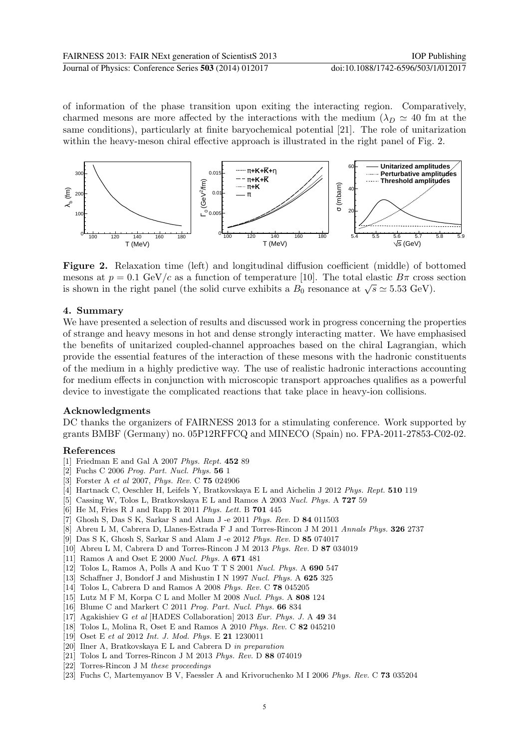of information of the phase transition upon exiting the interacting region. Comparatively, charmed mesons are more affected by the interactions with the medium ($\lambda_D \simeq 40$ fm at the same conditions), particularly at finite baryochemical potential [21]. The role of unitarization within the heavy-meson chiral effective approach is illustrated in the right panel of Fig. 2.

$\lambda_b$ (fm)
300
200
100
0
100 120 140 160 180
T (MeV)

$\Gamma_0$ (GeV$^2$/fm)
0.015
0.01
0.005
0
100 120 140 160 180
T (MeV)
π+K+K̄+η
π+K+K̄
π+K
π

σ (mbarn)
60
40
20
5.4 5.5 5.6 5.7 5.8 5.9
√s (GeV)
Unitarized amplitudes
Perturbative amplitudes
Threshold amplitudes

**Figure 2.** Relaxation time (left) and longitudinal diffusion coefficient (middle) of bottomed mesons at $p = 0.1$ GeV/$c$ as a function of temperature [10]. The total elastic $B\pi$ cross section is shown in the right panel (the solid curve exhibits a $B_0$ resonance at $\sqrt{s} \simeq 5.53$ GeV).

## 4. Summary

We have presented a selection of results and discussed work in progress concerning the properties of strange and heavy mesons in hot and dense strongly interacting matter. We have emphasised the benefits of unitarized coupled-channel approaches based on the chiral Lagrangian, which provide the essential features of the interaction of these mesons with the hadronic constituents of the medium in a highly predictive way. The use of realistic hadronic interactions accounting for medium effects in conjunction with microscopic transport approaches qualifies as a powerful device to investigate the complicated reactions that take place in heavy-ion collisions.

## Acknowledgments

DC thanks the organizers of FAIRNESS 2013 for a stimulating conference. Work supported by grants BMBF (Germany) no. 05P12RFFCQ and MINECO (Spain) no. FPA-2011-27853-C02-02.

## References

[1] Friedman E and Gal A 2007 *Phys. Rept.* **452** 89
[2] Fuchs C 2006 *Prog. Part. Nucl. Phys.* **56** 1
[3] Forster A *et al* 2007, *Phys. Rev.* C **75** 024906
[4] Hartnack C, Oeschler H, Leifels Y, Bratkovskaya E L and Aichelin J 2012 *Phys. Rept.* **510** 119
[5] Cassing W, Tolos L, Bratkovskaya E L and Ramos A 2003 *Nucl. Phys.* A **727** 59
[6] He M, Fries R J and Rapp R 2011 *Phys. Lett.* B **701** 445
[7] Ghosh S, Das S K, Sarkar S and Alam J -e 2011 *Phys. Rev.* D **84** 011503
[8] Abreu L M, Cabrera D, Llanes-Estrada F J and Torres-Rincon J M 2011 *Annals Phys.* **326** 2737
[9] Das S K, Ghosh S, Sarkar S and Alam J -e 2012 *Phys. Rev.* D **85** 074017
[10] Abreu L M, Cabrera D and Torres-Rincon J M 2013 *Phys. Rev.* D **87** 034019
[11] Ramos A and Oset E 2000 *Nucl. Phys.* A **671** 481
[12] Tolos L, Ramos A, Polls A and Kuo T T S 2001 *Nucl. Phys.* A **690** 547
[13] Schaffner J, Bondorf J and Mishustin I N 1997 *Nucl. Phys.* A **625** 325
[14] Tolos L, Cabrera D and Ramos A 2008 *Phys. Rev.* C **78** 045205
[15] Lutz M F M, Korpa C L and Moller M 2008 *Nucl. Phys.* A **808** 124
[16] Blume C and Markert C 2011 *Prog. Part. Nucl. Phys.* **66** 834
[17] Agakishiev G *et al* [HADES Collaboration] 2013 *Eur. Phys. J.* A **49** 34
[18] Tolos L, Molina R, Oset E and Ramos A 2010 *Phys. Rev.* C **82** 045210
[19] Oset E *et al* 2012 *Int. J. Mod. Phys.* E **21** 1230011
[20] Ilner A, Bratkovskaya E L and Cabrera D *in preparation*
[21] Tolos L and Torres-Rincon J M 2013 *Phys. Rev.* D **88** 074019
[22] Torres-Rincon J M *these proceedings*
[23] Fuchs C, Martemyanov B V, Faessler A and Krivoruchenko M I 2006 *Phys. Rev.* C **73** 035204